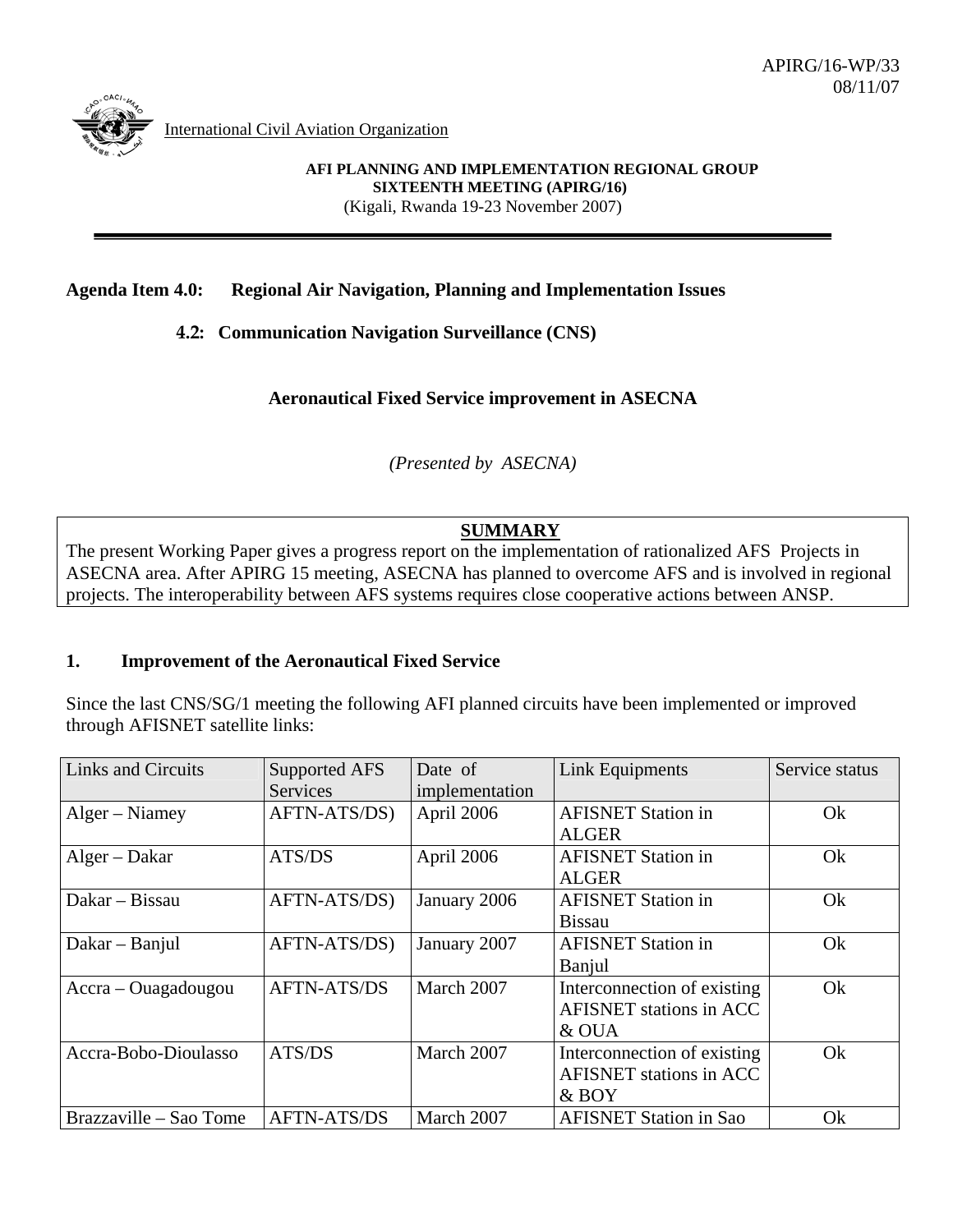APIRG/16-WP/33
08/11/07

International Civil Aviation Organization

**AFI PLANNING AND IMPLEMENTATION REGIONAL GROUP**
**SIXTEENTH MEETING (APIRG/16)**
(Kigali, Rwanda 19-23 November 2007)

**Agenda Item 4.0: Regional Air Navigation, Planning and Implementation Issues**

**4.2: Communication Navigation Surveillance (CNS)**

## Aeronautical Fixed Service improvement in ASECNA

*(Presented by ASECNA)*

**SUMMARY**

The present Working Paper gives a progress report on the implementation of rationalized AFS Projects in ASECNA area. After APIRG 15 meeting, ASECNA has planned to overcome AFS and is involved in regional projects. The interoperability between AFS systems requires close cooperative actions between ANSP.

### 1. Improvement of the Aeronautical Fixed Service

Since the last CNS/SG/1 meeting the following AFI planned circuits have been implemented or improved through AFISNET satellite links:

| Links and Circuits | Supported AFS Services | Date of implementation | Link Equipments | Service status |
|---|---|---|---|---|
| Alger – Niamey | AFTN-ATS/DS) | April 2006 | AFISNET Station in ALGER | Ok |
| Alger – Dakar | ATS/DS | April 2006 | AFISNET Station in ALGER | Ok |
| Dakar – Bissau | AFTN-ATS/DS) | January 2006 | AFISNET Station in Bissau | Ok |
| Dakar – Banjul | AFTN-ATS/DS) | January 2007 | AFISNET Station in Banjul | Ok |
| Accra – Ouagadougou | AFTN-ATS/DS | March 2007 | Interconnection of existing AFISNET stations in ACC & OUA | Ok |
| Accra-Bobo-Dioulasso | ATS/DS | March 2007 | Interconnection of existing AFISNET stations in ACC & BOY | Ok |
| Brazzaville – Sao Tome | AFTN-ATS/DS | March 2007 | AFISNET Station in Sao | Ok |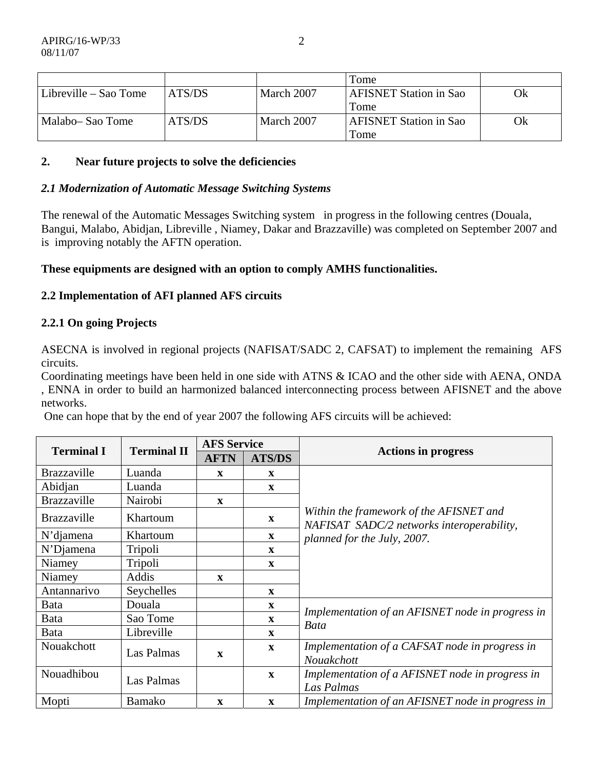| | | | Tome | |
|---|---|---|---|---|
| Libreville – Sao Tome | ATS/DS | March 2007 | AFISNET Station in Sao Tome | Ok |
| Malabo– Sao Tome | ATS/DS | March 2007 | AFISNET Station in Sao Tome | Ok |

## 2. Near future projects to solve the deficiencies

### *2.1 Modernization of Automatic Message Switching Systems*

The renewal of the Automatic Messages Switching system in progress in the following centres (Douala, Bangui, Malabo, Abidjan, Libreville , Niamey, Dakar and Brazzaville) was completed on September 2007 and is improving notably the AFTN operation.

**These equipments are designed with an option to comply AMHS functionalities.**

### 2.2 Implementation of AFI planned AFS circuits

#### 2.2.1 On going Projects

ASECNA is involved in regional projects (NAFISAT/SADC 2, CAFSAT) to implement the remaining AFS circuits.
Coordinating meetings have been held in one side with ATNS & ICAO and the other side with AENA, ONDA , ENNA in order to build an harmonized balanced interconnecting process between AFISNET and the above networks.
One can hope that by the end of year 2007 the following AFS circuits will be achieved:

| Terminal I | Terminal II | AFS Service | | Actions in progress |
|---|---|---|---|---|
| | | AFTN | ATS/DS | |
| Brazzaville | Luanda | x | x | *Within the framework of the AFISNET and NAFISAT SADC/2 networks interoperability, planned for the July, 2007.* |
| Abidjan | Luanda | | x | |
| Brazzaville | Nairobi | x | | |
| Brazzaville | Khartoum | | x | |
| N'djamena | Khartoum | | x | |
| N'Djamena | Tripoli | | x | |
| Niamey | Tripoli | | x | |
| Niamey | Addis | x | | |
| Antannarivo | Seychelles | | x | |
| Bata | Douala | | x | *Implementation of an AFISNET node in progress in Bata* |
| Bata | Sao Tome | | x | |
| Bata | Libreville | | x | |
| Nouakchott | Las Palmas | x | x | *Implementation of a CAFSAT node in progress in Nouakchott* |
| Nouadhibou | Las Palmas | | x | *Implementation of a AFISNET node in progress in Las Palmas* |
| Mopti | Bamako | x | x | *Implementation of an AFISNET node in progress in* |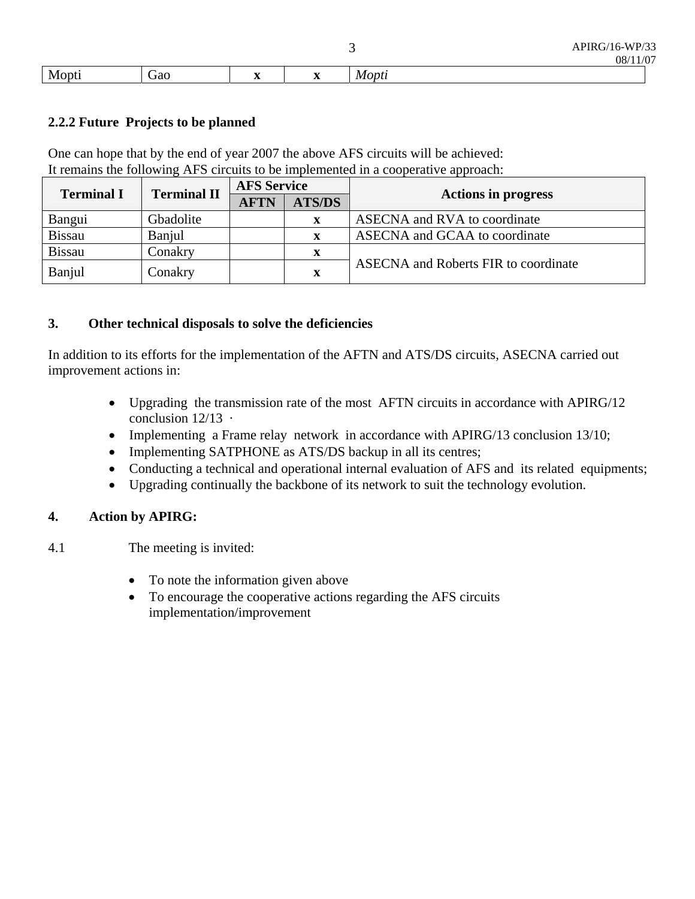| | | | | |
|---|---|---|---|---|
| Mopti | Gao | x | x | *Mopti* |

**2.2.2 Future Projects to be planned**

One can hope that by the end of year 2007 the above AFS circuits will be achieved:
It remains the following AFS circuits to be implemented in a cooperative approach:

| Terminal I | Terminal II | AFS Service | | Actions in progress |
|---|---|---|---|---|
| | | AFTN | ATS/DS | |
| Bangui | Gbadolite | | x | ASECNA and RVA to coordinate |
| Bissau | Banjul | | x | ASECNA and GCAA to coordinate |
| Bissau | Conakry | | x | ASECNA and Roberts FIR to coordinate |
| Banjul | Conakry | | x | |

**3. Other technical disposals to solve the deficiencies**

In addition to its efforts for the implementation of the AFTN and ATS/DS circuits, ASECNA carried out improvement actions in:

- Upgrading the transmission rate of the most AFTN circuits in accordance with APIRG/12 conclusion 12/13 ·
- Implementing a Frame relay network in accordance with APIRG/13 conclusion 13/10;
- Implementing SATPHONE as ATS/DS backup in all its centres;
- Conducting a technical and operational internal evaluation of AFS and its related equipments;
- Upgrading continually the backbone of its network to suit the technology evolution.

**4. Action by APIRG:**

4.1 The meeting is invited:

- To note the information given above
- To encourage the cooperative actions regarding the AFS circuits implementation/improvement